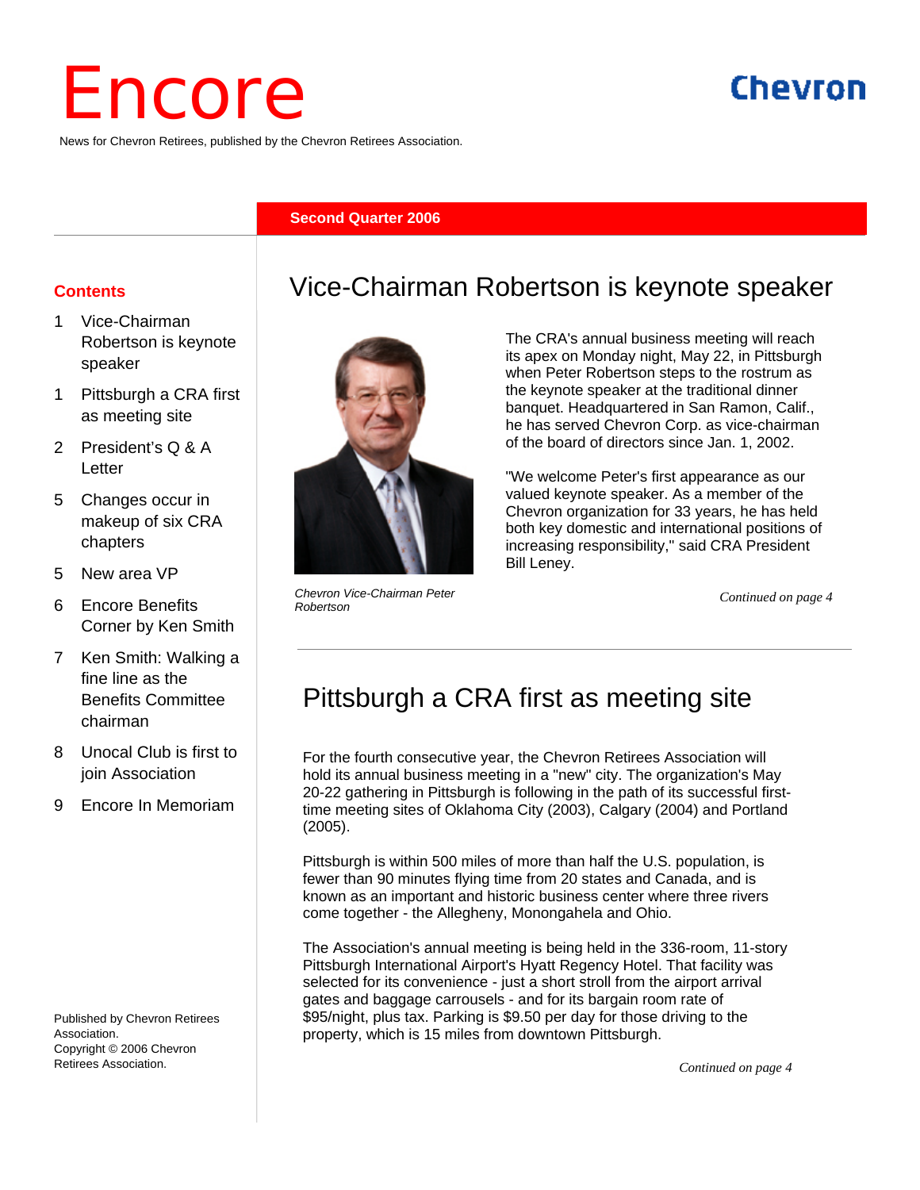# Encore

News for Chevron Retirees, published by the Chevron Retirees Association.

**Second Quarter 2006**

## Contents

1 Vice-Chairman Robertson is keynote speaker

1 Pittsburgh a CRA first as meeting site

2 President's Q & A Letter

5 Changes occur in makeup of six CRA chapters

5 New area VP

6 Encore Benefits Corner by Ken Smith

7 Ken Smith: Walking a fine line as the Benefits Committee chairman

8 Unocal Club is first to join Association

9 Encore In Memoriam

Published by Chevron Retirees Association.
Copyright © 2006 Chevron Retirees Association.

## Vice-Chairman Robertson is keynote speaker

*Chevron Vice-Chairman Peter Robertson*

The CRA's annual business meeting will reach its apex on Monday night, May 22, in Pittsburgh when Peter Robertson steps to the rostrum as the keynote speaker at the traditional dinner banquet. Headquartered in San Ramon, Calif., he has served Chevron Corp. as vice-chairman of the board of directors since Jan. 1, 2002.

"We welcome Peter's first appearance as our valued keynote speaker. As a member of the Chevron organization for 33 years, he has held both key domestic and international positions of increasing responsibility," said CRA President Bill Leney.

*Continued on page 4*

## Pittsburgh a CRA first as meeting site

For the fourth consecutive year, the Chevron Retirees Association will hold its annual business meeting in a "new" city. The organization's May 20-22 gathering in Pittsburgh is following in the path of its successful first-time meeting sites of Oklahoma City (2003), Calgary (2004) and Portland (2005).

Pittsburgh is within 500 miles of more than half the U.S. population, is fewer than 90 minutes flying time from 20 states and Canada, and is known as an important and historic business center where three rivers come together - the Allegheny, Monongahela and Ohio.

The Association's annual meeting is being held in the 336-room, 11-story Pittsburgh International Airport's Hyatt Regency Hotel. That facility was selected for its convenience - just a short stroll from the airport arrival gates and baggage carrousels - and for its bargain room rate of $95/night, plus tax. Parking is $9.50 per day for those driving to the property, which is 15 miles from downtown Pittsburgh.

*Continued on page 4*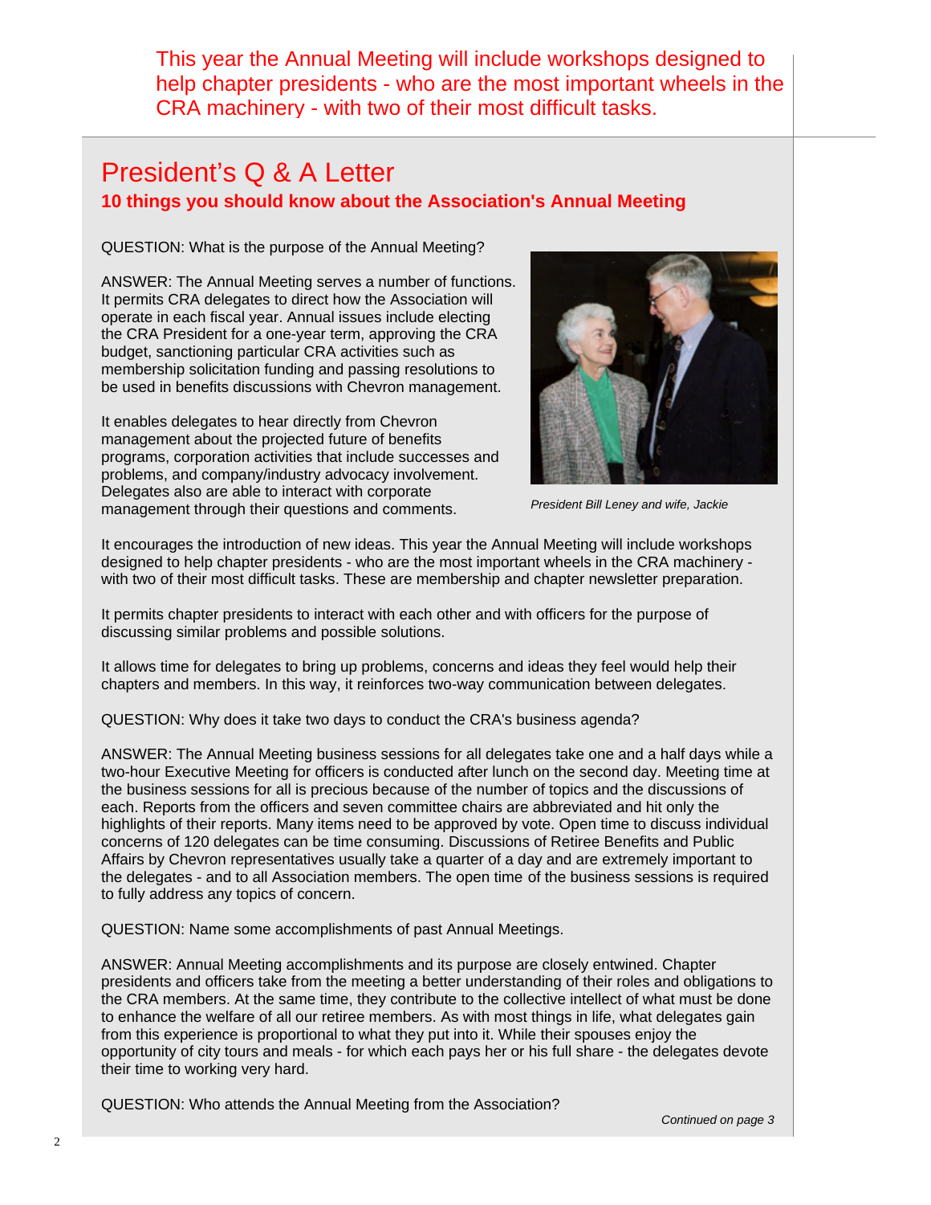This year the Annual Meeting will include workshops designed to help chapter presidents - who are the most important wheels in the CRA machinery - with two of their most difficult tasks.

## President's Q & A Letter

### 10 things you should know about the Association's Annual Meeting

QUESTION: What is the purpose of the Annual Meeting?

ANSWER: The Annual Meeting serves a number of functions. It permits CRA delegates to direct how the Association will operate in each fiscal year. Annual issues include electing the CRA President for a one-year term, approving the CRA budget, sanctioning particular CRA activities such as membership solicitation funding and passing resolutions to be used in benefits discussions with Chevron management.

It enables delegates to hear directly from Chevron management about the projected future of benefits programs, corporation activities that include successes and problems, and company/industry advocacy involvement. Delegates also are able to interact with corporate management through their questions and comments.

*President Bill Leney and wife, Jackie*

It encourages the introduction of new ideas. This year the Annual Meeting will include workshops designed to help chapter presidents - who are the most important wheels in the CRA machinery - with two of their most difficult tasks. These are membership and chapter newsletter preparation.

It permits chapter presidents to interact with each other and with officers for the purpose of discussing similar problems and possible solutions.

It allows time for delegates to bring up problems, concerns and ideas they feel would help their chapters and members. In this way, it reinforces two-way communication between delegates.

QUESTION: Why does it take two days to conduct the CRA's business agenda?

ANSWER: The Annual Meeting business sessions for all delegates take one and a half days while a two-hour Executive Meeting for officers is conducted after lunch on the second day. Meeting time at the business sessions for all is precious because of the number of topics and the discussions of each. Reports from the officers and seven committee chairs are abbreviated and hit only the highlights of their reports. Many items need to be approved by vote. Open time to discuss individual concerns of 120 delegates can be time consuming. Discussions of Retiree Benefits and Public Affairs by Chevron representatives usually take a quarter of a day and are extremely important to the delegates - and to all Association members. The open time of the business sessions is required to fully address any topics of concern.

QUESTION: Name some accomplishments of past Annual Meetings.

ANSWER: Annual Meeting accomplishments and its purpose are closely entwined. Chapter presidents and officers take from the meeting a better understanding of their roles and obligations to the CRA members. At the same time, they contribute to the collective intellect of what must be done to enhance the welfare of all our retiree members. As with most things in life, what delegates gain from this experience is proportional to what they put into it. While their spouses enjoy the opportunity of city tours and meals - for which each pays her or his full share - the delegates devote their time to working very hard.

QUESTION: Who attends the Annual Meeting from the Association?

*Continued on page 3*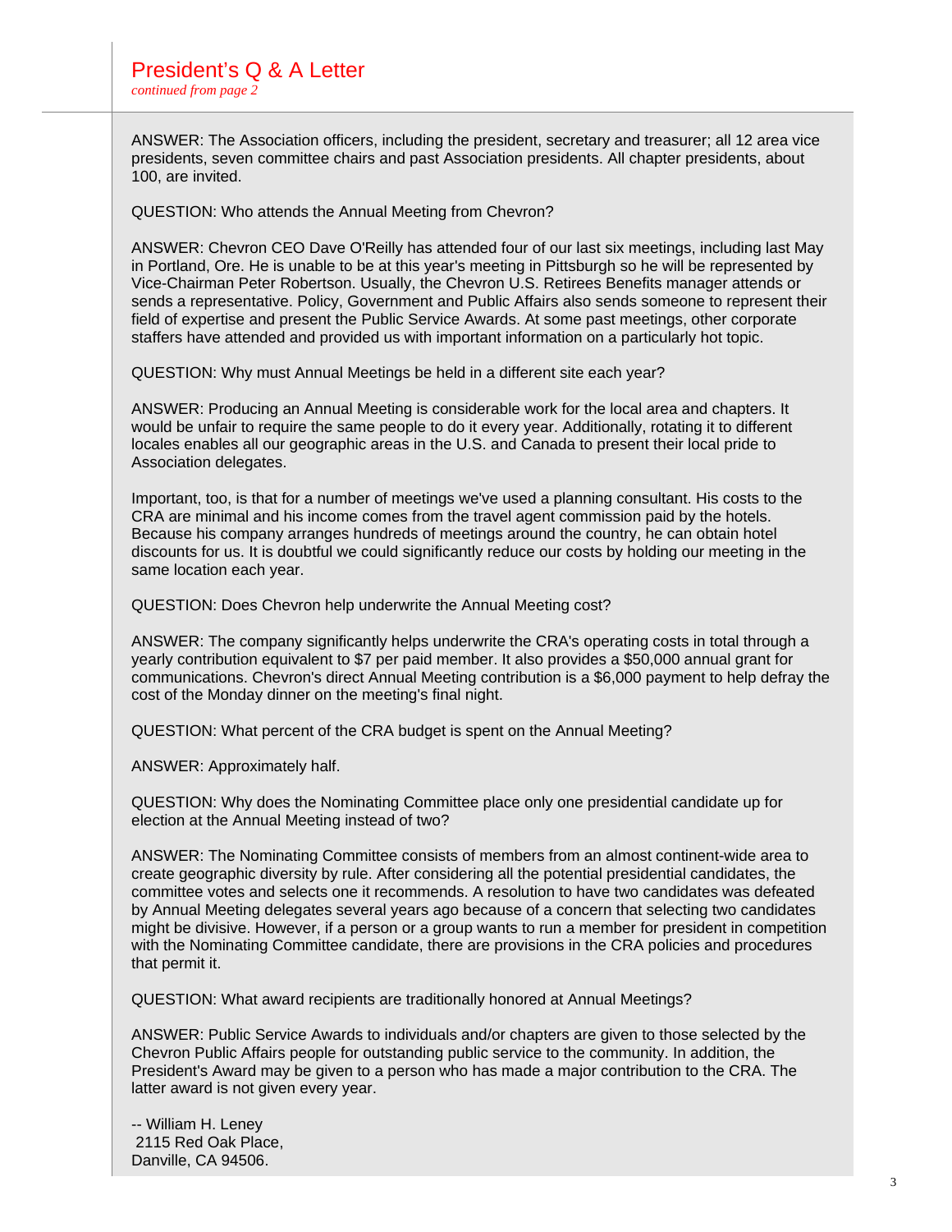## President's Q & A Letter

*continued from page 2*

ANSWER: The Association officers, including the president, secretary and treasurer; all 12 area vice presidents, seven committee chairs and past Association presidents. All chapter presidents, about 100, are invited.

QUESTION: Who attends the Annual Meeting from Chevron?

ANSWER: Chevron CEO Dave O'Reilly has attended four of our last six meetings, including last May in Portland, Ore. He is unable to be at this year's meeting in Pittsburgh so he will be represented by Vice-Chairman Peter Robertson. Usually, the Chevron U.S. Retirees Benefits manager attends or sends a representative. Policy, Government and Public Affairs also sends someone to represent their field of expertise and present the Public Service Awards. At some past meetings, other corporate staffers have attended and provided us with important information on a particularly hot topic.

QUESTION: Why must Annual Meetings be held in a different site each year?

ANSWER: Producing an Annual Meeting is considerable work for the local area and chapters. It would be unfair to require the same people to do it every year. Additionally, rotating it to different locales enables all our geographic areas in the U.S. and Canada to present their local pride to Association delegates.

Important, too, is that for a number of meetings we've used a planning consultant. His costs to the CRA are minimal and his income comes from the travel agent commission paid by the hotels. Because his company arranges hundreds of meetings around the country, he can obtain hotel discounts for us. It is doubtful we could significantly reduce our costs by holding our meeting in the same location each year.

QUESTION: Does Chevron help underwrite the Annual Meeting cost?

ANSWER: The company significantly helps underwrite the CRA's operating costs in total through a yearly contribution equivalent to $7 per paid member. It also provides a $50,000 annual grant for communications. Chevron's direct Annual Meeting contribution is a $6,000 payment to help defray the cost of the Monday dinner on the meeting's final night.

QUESTION: What percent of the CRA budget is spent on the Annual Meeting?

ANSWER: Approximately half.

QUESTION: Why does the Nominating Committee place only one presidential candidate up for election at the Annual Meeting instead of two?

ANSWER: The Nominating Committee consists of members from an almost continent-wide area to create geographic diversity by rule. After considering all the potential presidential candidates, the committee votes and selects one it recommends. A resolution to have two candidates was defeated by Annual Meeting delegates several years ago because of a concern that selecting two candidates might be divisive. However, if a person or a group wants to run a member for president in competition with the Nominating Committee candidate, there are provisions in the CRA policies and procedures that permit it.

QUESTION: What award recipients are traditionally honored at Annual Meetings?

ANSWER: Public Service Awards to individuals and/or chapters are given to those selected by the Chevron Public Affairs people for outstanding public service to the community. In addition, the President's Award may be given to a person who has made a major contribution to the CRA. The latter award is not given every year.

-- William H. Leney
2115 Red Oak Place,
Danville, CA 94506.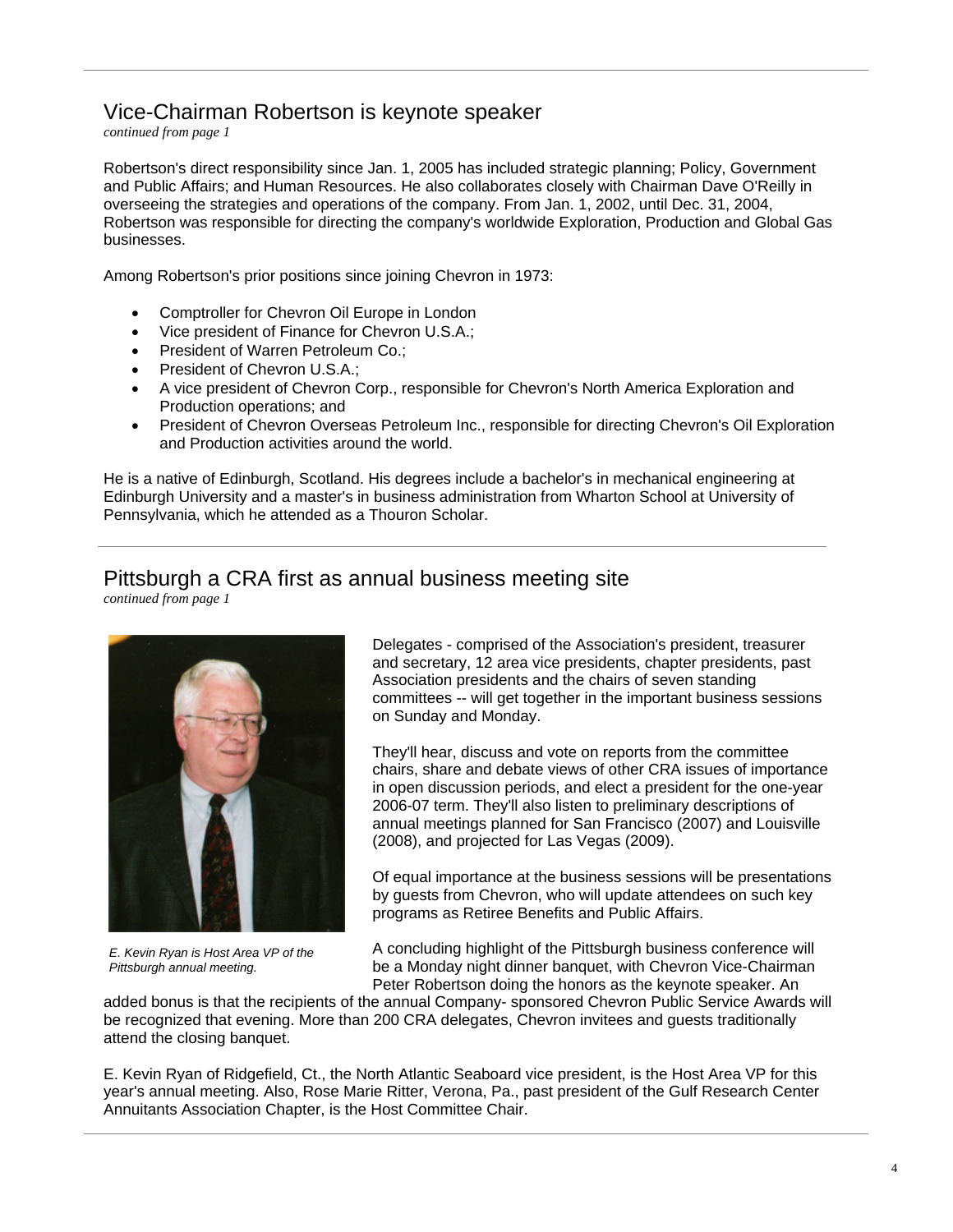## Vice-Chairman Robertson is keynote speaker

*continued from page 1*

Robertson's direct responsibility since Jan. 1, 2005 has included strategic planning; Policy, Government and Public Affairs; and Human Resources. He also collaborates closely with Chairman Dave O'Reilly in overseeing the strategies and operations of the company. From Jan. 1, 2002, until Dec. 31, 2004, Robertson was responsible for directing the company's worldwide Exploration, Production and Global Gas businesses.

Among Robertson's prior positions since joining Chevron in 1973:

- Comptroller for Chevron Oil Europe in London
- Vice president of Finance for Chevron U.S.A.;
- President of Warren Petroleum Co.;
- President of Chevron U.S.A.;
- A vice president of Chevron Corp., responsible for Chevron's North America Exploration and Production operations; and
- President of Chevron Overseas Petroleum Inc., responsible for directing Chevron's Oil Exploration and Production activities around the world.

He is a native of Edinburgh, Scotland. His degrees include a bachelor's in mechanical engineering at Edinburgh University and a master's in business administration from Wharton School at University of Pennsylvania, which he attended as a Thouron Scholar.

## Pittsburgh a CRA first as annual business meeting site

*continued from page 1*

*E. Kevin Ryan is Host Area VP of the Pittsburgh annual meeting.*

Delegates - comprised of the Association's president, treasurer and secretary, 12 area vice presidents, chapter presidents, past Association presidents and the chairs of seven standing committees -- will get together in the important business sessions on Sunday and Monday.

They'll hear, discuss and vote on reports from the committee chairs, share and debate views of other CRA issues of importance in open discussion periods, and elect a president for the one-year 2006-07 term. They'll also listen to preliminary descriptions of annual meetings planned for San Francisco (2007) and Louisville (2008), and projected for Las Vegas (2009).

Of equal importance at the business sessions will be presentations by guests from Chevron, who will update attendees on such key programs as Retiree Benefits and Public Affairs.

A concluding highlight of the Pittsburgh business conference will be a Monday night dinner banquet, with Chevron Vice-Chairman Peter Robertson doing the honors as the keynote speaker. An added bonus is that the recipients of the annual Company- sponsored Chevron Public Service Awards will be recognized that evening. More than 200 CRA delegates, Chevron invitees and guests traditionally attend the closing banquet.

E. Kevin Ryan of Ridgefield, Ct., the North Atlantic Seaboard vice president, is the Host Area VP for this year's annual meeting. Also, Rose Marie Ritter, Verona, Pa., past president of the Gulf Research Center Annuitants Association Chapter, is the Host Committee Chair.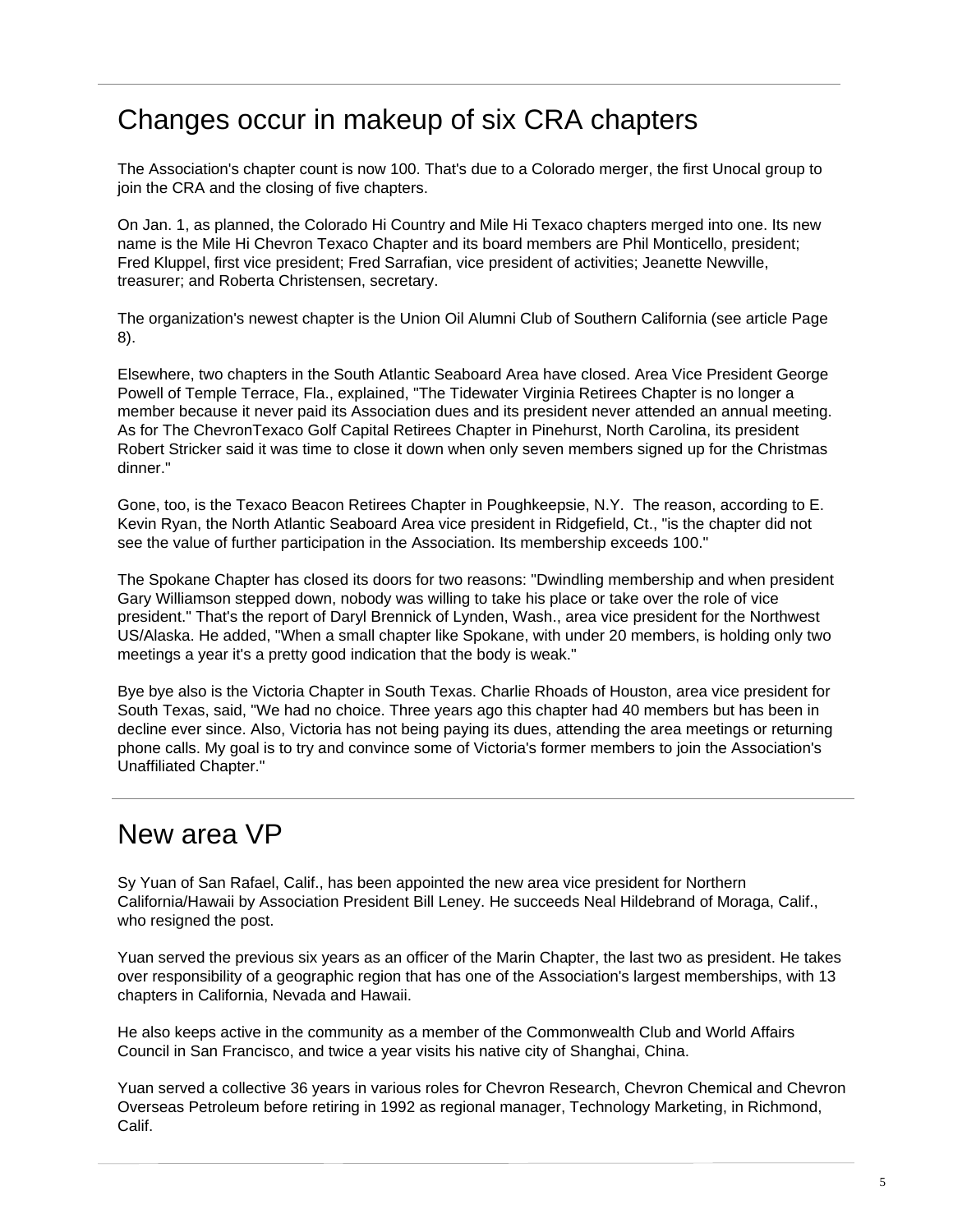## Changes occur in makeup of six CRA chapters

The Association's chapter count is now 100. That's due to a Colorado merger, the first Unocal group to join the CRA and the closing of five chapters.

On Jan. 1, as planned, the Colorado Hi Country and Mile Hi Texaco chapters merged into one. Its new name is the Mile Hi Chevron Texaco Chapter and its board members are Phil Monticello, president; Fred Kluppel, first vice president; Fred Sarrafian, vice president of activities; Jeanette Newville, treasurer; and Roberta Christensen, secretary.

The organization's newest chapter is the Union Oil Alumni Club of Southern California (see article Page 8).

Elsewhere, two chapters in the South Atlantic Seaboard Area have closed. Area Vice President George Powell of Temple Terrace, Fla., explained, "The Tidewater Virginia Retirees Chapter is no longer a member because it never paid its Association dues and its president never attended an annual meeting. As for The ChevronTexaco Golf Capital Retirees Chapter in Pinehurst, North Carolina, its president Robert Stricker said it was time to close it down when only seven members signed up for the Christmas dinner."

Gone, too, is the Texaco Beacon Retirees Chapter in Poughkeepsie, N.Y. The reason, according to E. Kevin Ryan, the North Atlantic Seaboard Area vice president in Ridgefield, Ct., "is the chapter did not see the value of further participation in the Association. Its membership exceeds 100."

The Spokane Chapter has closed its doors for two reasons: "Dwindling membership and when president Gary Williamson stepped down, nobody was willing to take his place or take over the role of vice president." That's the report of Daryl Brennick of Lynden, Wash., area vice president for the Northwest US/Alaska. He added, "When a small chapter like Spokane, with under 20 members, is holding only two meetings a year it's a pretty good indication that the body is weak."

Bye bye also is the Victoria Chapter in South Texas. Charlie Rhoads of Houston, area vice president for South Texas, said, "We had no choice. Three years ago this chapter had 40 members but has been in decline ever since. Also, Victoria has not being paying its dues, attending the area meetings or returning phone calls. My goal is to try and convince some of Victoria's former members to join the Association's Unaffiliated Chapter."

## New area VP

Sy Yuan of San Rafael, Calif., has been appointed the new area vice president for Northern California/Hawaii by Association President Bill Leney. He succeeds Neal Hildebrand of Moraga, Calif., who resigned the post.

Yuan served the previous six years as an officer of the Marin Chapter, the last two as president. He takes over responsibility of a geographic region that has one of the Association's largest memberships, with 13 chapters in California, Nevada and Hawaii.

He also keeps active in the community as a member of the Commonwealth Club and World Affairs Council in San Francisco, and twice a year visits his native city of Shanghai, China.

Yuan served a collective 36 years in various roles for Chevron Research, Chevron Chemical and Chevron Overseas Petroleum before retiring in 1992 as regional manager, Technology Marketing, in Richmond, Calif.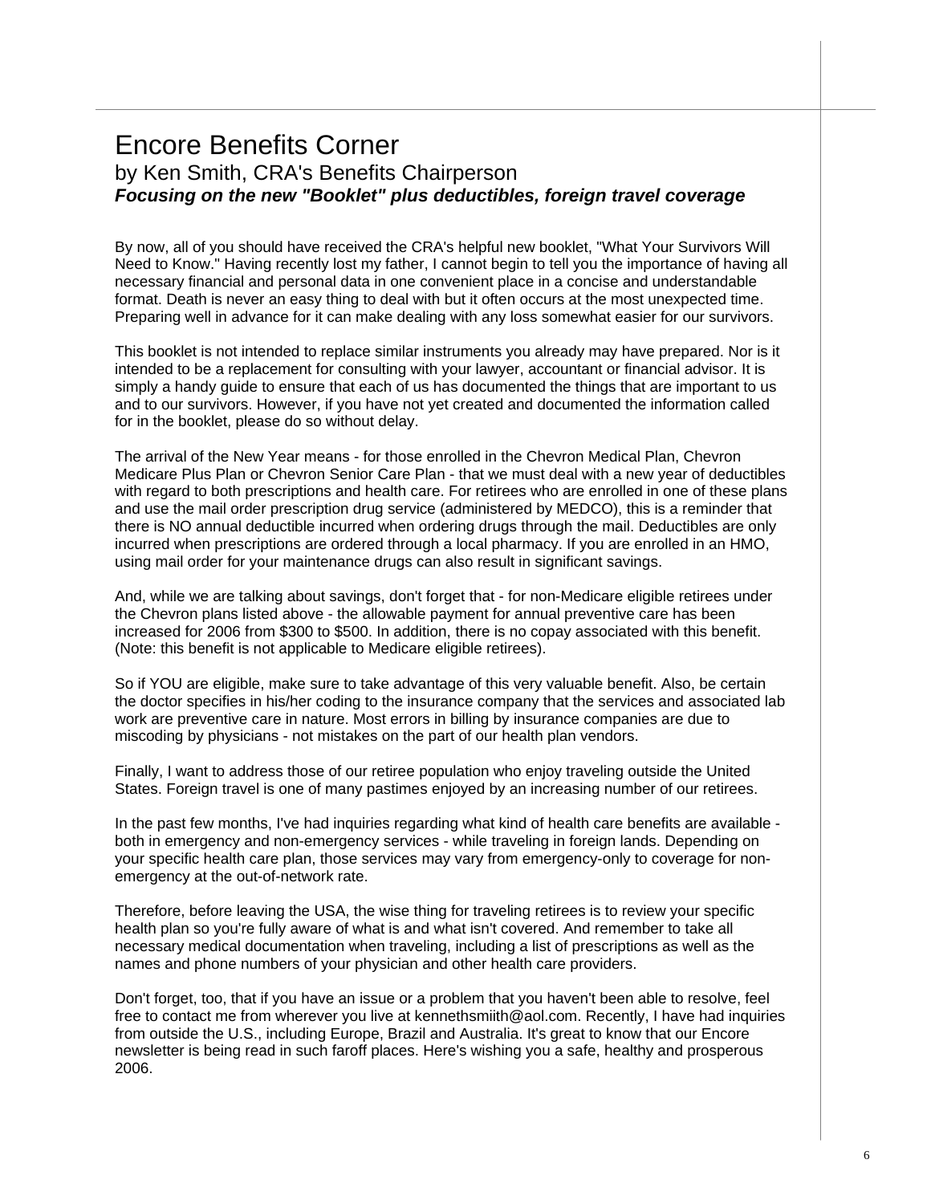# Encore Benefits Corner

## by Ken Smith, CRA's Benefits Chairperson

***Focusing on the new "Booklet" plus deductibles, foreign travel coverage***

By now, all of you should have received the CRA's helpful new booklet, "What Your Survivors Will Need to Know." Having recently lost my father, I cannot begin to tell you the importance of having all necessary financial and personal data in one convenient place in a concise and understandable format. Death is never an easy thing to deal with but it often occurs at the most unexpected time. Preparing well in advance for it can make dealing with any loss somewhat easier for our survivors.

This booklet is not intended to replace similar instruments you already may have prepared. Nor is it intended to be a replacement for consulting with your lawyer, accountant or financial advisor. It is simply a handy guide to ensure that each of us has documented the things that are important to us and to our survivors. However, if you have not yet created and documented the information called for in the booklet, please do so without delay.

The arrival of the New Year means - for those enrolled in the Chevron Medical Plan, Chevron Medicare Plus Plan or Chevron Senior Care Plan - that we must deal with a new year of deductibles with regard to both prescriptions and health care. For retirees who are enrolled in one of these plans and use the mail order prescription drug service (administered by MEDCO), this is a reminder that there is NO annual deductible incurred when ordering drugs through the mail. Deductibles are only incurred when prescriptions are ordered through a local pharmacy. If you are enrolled in an HMO, using mail order for your maintenance drugs can also result in significant savings.

And, while we are talking about savings, don't forget that - for non-Medicare eligible retirees under the Chevron plans listed above - the allowable payment for annual preventive care has been increased for 2006 from $300 to $500. In addition, there is no copay associated with this benefit. (Note: this benefit is not applicable to Medicare eligible retirees).

So if YOU are eligible, make sure to take advantage of this very valuable benefit. Also, be certain the doctor specifies in his/her coding to the insurance company that the services and associated lab work are preventive care in nature. Most errors in billing by insurance companies are due to miscoding by physicians - not mistakes on the part of our health plan vendors.

Finally, I want to address those of our retiree population who enjoy traveling outside the United States. Foreign travel is one of many pastimes enjoyed by an increasing number of our retirees.

In the past few months, I've had inquiries regarding what kind of health care benefits are available - both in emergency and non-emergency services - while traveling in foreign lands. Depending on your specific health care plan, those services may vary from emergency-only to coverage for non-emergency at the out-of-network rate.

Therefore, before leaving the USA, the wise thing for traveling retirees is to review your specific health plan so you're fully aware of what is and what isn't covered. And remember to take all necessary medical documentation when traveling, including a list of prescriptions as well as the names and phone numbers of your physician and other health care providers.

Don't forget, too, that if you have an issue or a problem that you haven't been able to resolve, feel free to contact me from wherever you live at kennethsmiith@aol.com. Recently, I have had inquiries from outside the U.S., including Europe, Brazil and Australia. It's great to know that our Encore newsletter is being read in such faroff places. Here's wishing you a safe, healthy and prosperous 2006.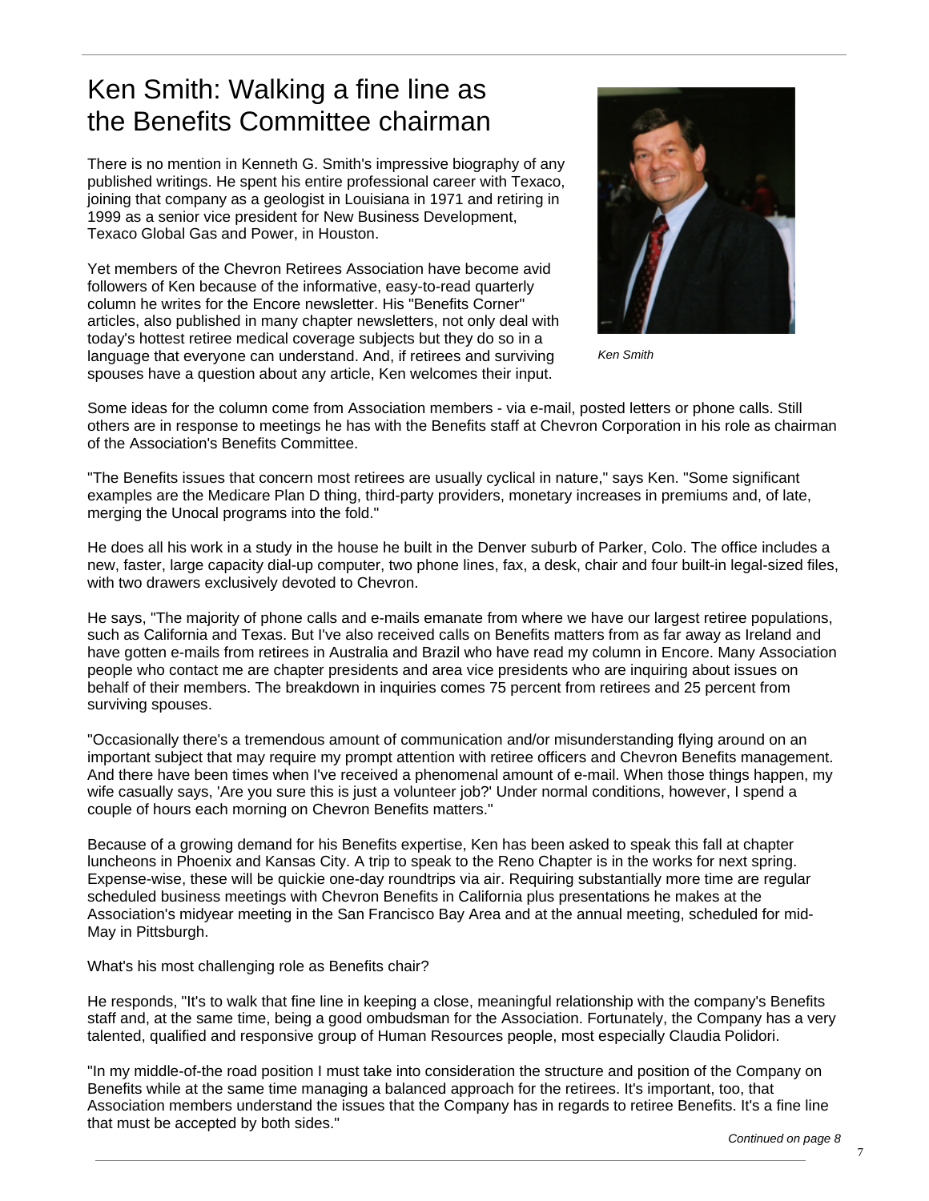# Ken Smith: Walking a fine line as the Benefits Committee chairman

There is no mention in Kenneth G. Smith's impressive biography of any published writings. He spent his entire professional career with Texaco, joining that company as a geologist in Louisiana in 1971 and retiring in 1999 as a senior vice president for New Business Development, Texaco Global Gas and Power, in Houston.

Yet members of the Chevron Retirees Association have become avid followers of Ken because of the informative, easy-to-read quarterly column he writes for the Encore newsletter. His "Benefits Corner" articles, also published in many chapter newsletters, not only deal with today's hottest retiree medical coverage subjects but they do so in a language that everyone can understand. And, if retirees and surviving spouses have a question about any article, Ken welcomes their input.

*Ken Smith*

Some ideas for the column come from Association members - via e-mail, posted letters or phone calls. Still others are in response to meetings he has with the Benefits staff at Chevron Corporation in his role as chairman of the Association's Benefits Committee.

"The Benefits issues that concern most retirees are usually cyclical in nature," says Ken. "Some significant examples are the Medicare Plan D thing, third-party providers, monetary increases in premiums and, of late, merging the Unocal programs into the fold."

He does all his work in a study in the house he built in the Denver suburb of Parker, Colo. The office includes a new, faster, large capacity dial-up computer, two phone lines, fax, a desk, chair and four built-in legal-sized files, with two drawers exclusively devoted to Chevron.

He says, "The majority of phone calls and e-mails emanate from where we have our largest retiree populations, such as California and Texas. But I've also received calls on Benefits matters from as far away as Ireland and have gotten e-mails from retirees in Australia and Brazil who have read my column in Encore. Many Association people who contact me are chapter presidents and area vice presidents who are inquiring about issues on behalf of their members. The breakdown in inquiries comes 75 percent from retirees and 25 percent from surviving spouses.

"Occasionally there's a tremendous amount of communication and/or misunderstanding flying around on an important subject that may require my prompt attention with retiree officers and Chevron Benefits management. And there have been times when I've received a phenomenal amount of e-mail. When those things happen, my wife casually says, 'Are you sure this is just a volunteer job?' Under normal conditions, however, I spend a couple of hours each morning on Chevron Benefits matters."

Because of a growing demand for his Benefits expertise, Ken has been asked to speak this fall at chapter luncheons in Phoenix and Kansas City. A trip to speak to the Reno Chapter is in the works for next spring. Expense-wise, these will be quickie one-day roundtrips via air. Requiring substantially more time are regular scheduled business meetings with Chevron Benefits in California plus presentations he makes at the Association's midyear meeting in the San Francisco Bay Area and at the annual meeting, scheduled for mid-May in Pittsburgh.

What's his most challenging role as Benefits chair?

He responds, "It's to walk that fine line in keeping a close, meaningful relationship with the company's Benefits staff and, at the same time, being a good ombudsman for the Association. Fortunately, the Company has a very talented, qualified and responsive group of Human Resources people, most especially Claudia Polidori.

"In my middle-of-the road position I must take into consideration the structure and position of the Company on Benefits while at the same time managing a balanced approach for the retirees. It's important, too, that Association members understand the issues that the Company has in regards to retiree Benefits. It's a fine line that must be accepted by both sides."

*Continued on page 8*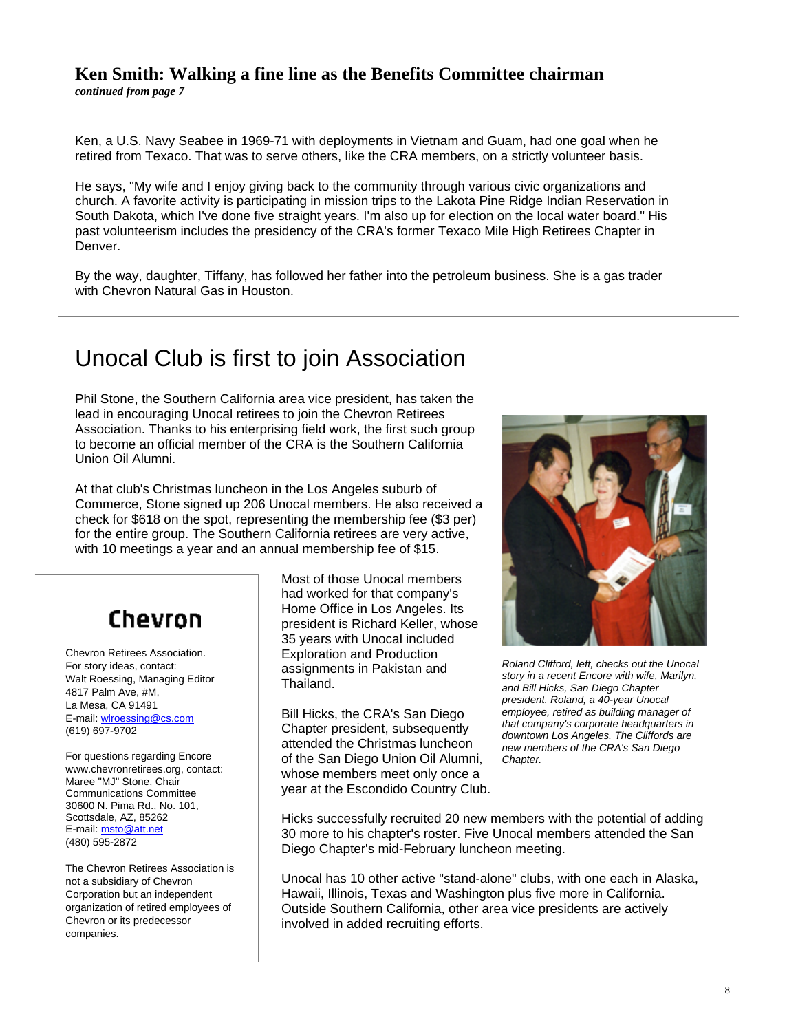## Ken Smith: Walking a fine line as the Benefits Committee chairman

***continued from page 7***

Ken, a U.S. Navy Seabee in 1969-71 with deployments in Vietnam and Guam, had one goal when he retired from Texaco. That was to serve others, like the CRA members, on a strictly volunteer basis.

He says, "My wife and I enjoy giving back to the community through various civic organizations and church. A favorite activity is participating in mission trips to the Lakota Pine Ridge Indian Reservation in South Dakota, which I've done five straight years. I'm also up for election on the local water board." His past volunteerism includes the presidency of the CRA's former Texaco Mile High Retirees Chapter in Denver.

By the way, daughter, Tiffany, has followed her father into the petroleum business. She is a gas trader with Chevron Natural Gas in Houston.

# Unocal Club is first to join Association

Phil Stone, the Southern California area vice president, has taken the lead in encouraging Unocal retirees to join the Chevron Retirees Association. Thanks to his enterprising field work, the first such group to become an official member of the CRA is the Southern California Union Oil Alumni.

At that club's Christmas luncheon in the Los Angeles suburb of Commerce, Stone signed up 206 Unocal members. He also received a check for $618 on the spot, representing the membership fee ($3 per) for the entire group. The Southern California retirees are very active, with 10 meetings a year and an annual membership fee of $15.

Most of those Unocal members had worked for that company's Home Office in Los Angeles. Its president is Richard Keller, whose 35 years with Unocal included Exploration and Production assignments in Pakistan and Thailand.

Bill Hicks, the CRA's San Diego Chapter president, subsequently attended the Christmas luncheon of the San Diego Union Oil Alumni, whose members meet only once a year at the Escondido Country Club.

*Roland Clifford, left, checks out the Unocal story in a recent Encore with wife, Marilyn, and Bill Hicks, San Diego Chapter president. Roland, a 40-year Unocal employee, retired as building manager of that company's corporate headquarters in downtown Los Angeles. The Cliffords are new members of the CRA's San Diego Chapter.*

Hicks successfully recruited 20 new members with the potential of adding 30 more to his chapter's roster. Five Unocal members attended the San Diego Chapter's mid-February luncheon meeting.

Unocal has 10 other active "stand-alone" clubs, with one each in Alaska, Hawaii, Illinois, Texas and Washington plus five more in California. Outside Southern California, other area vice presidents are actively involved in added recruiting efforts.

---

**Chevron**

Chevron Retirees Association.
For story ideas, contact:
Walt Roessing, Managing Editor
4817 Palm Ave, #M,
La Mesa, CA 91491
E-mail: wlroessing@cs.com
(619) 697-9702

For questions regarding Encore
www.chevronretirees.org, contact:
Maree "MJ" Stone, Chair
Communications Committee
30600 N. Pima Rd., No. 101,
Scottsdale, AZ, 85262
E-mail: msto@att.net
(480) 595-2872

The Chevron Retirees Association is not a subsidiary of Chevron Corporation but an independent organization of retired employees of Chevron or its predecessor companies.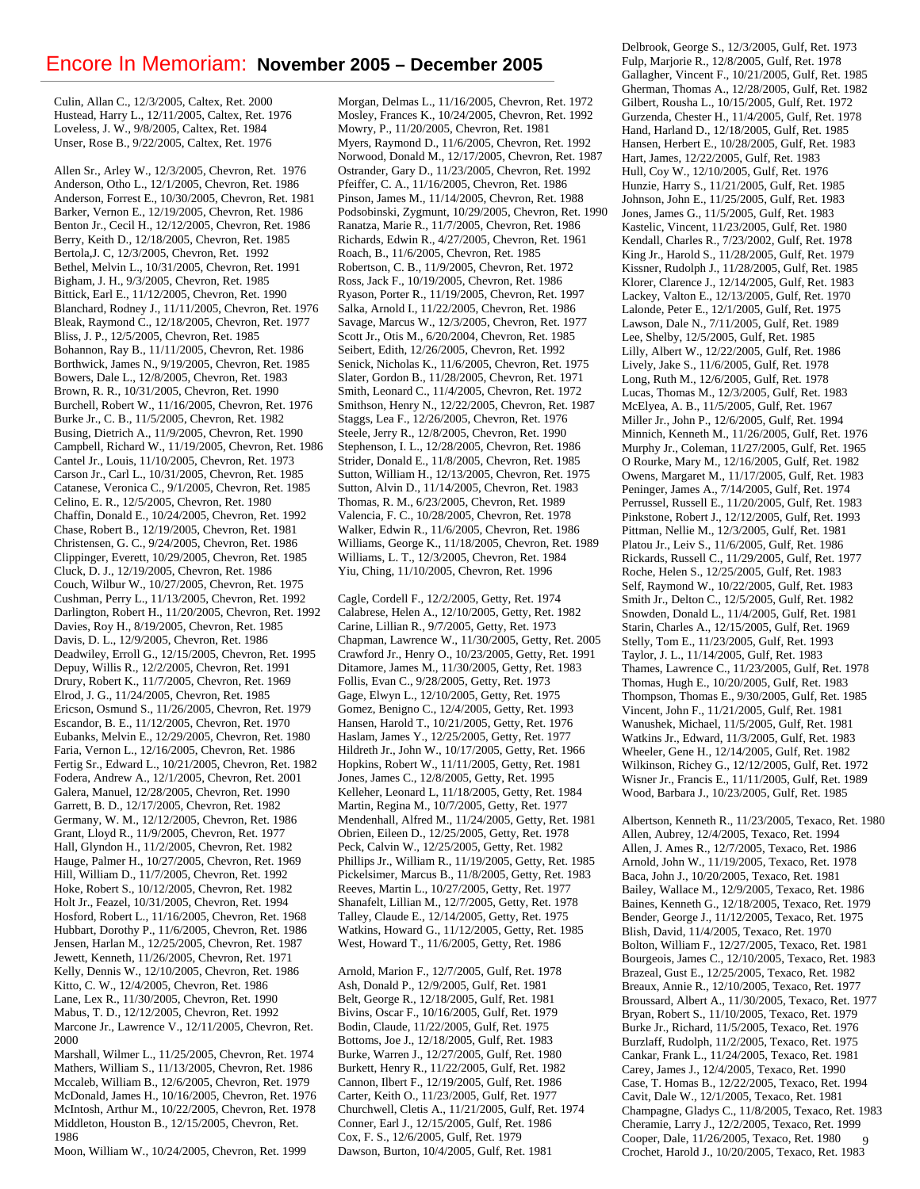# Encore In Memoriam: **November 2005 – December 2005**

Culin, Allan C., 12/3/2005, Caltex, Ret. 2000
Hustead, Harry L., 12/11/2005, Caltex, Ret. 1976
Loveless, J. W., 9/8/2005, Caltex, Ret. 1984
Unser, Rose B., 9/22/2005, Caltex, Ret. 1976

Allen Sr., Arley W., 12/3/2005, Chevron, Ret. 1976
Anderson, Otho L., 12/1/2005, Chevron, Ret. 1986
Anderson, Forrest E., 10/30/2005, Chevron, Ret. 1981
Barker, Vernon E., 12/19/2005, Chevron, Ret. 1986
Benton Jr., Cecil H., 12/12/2005, Chevron, Ret. 1986
Berry, Keith D., 12/18/2005, Chevron, Ret. 1985
Bertola,J. C, 12/3/2005, Chevron, Ret. 1992
Bethel, Melvin L., 10/31/2005, Chevron, Ret. 1991
Bigham, J. H., 9/3/2005, Chevron, Ret. 1985
Bittick, Earl E., 11/12/2005, Chevron, Ret. 1990
Blanchard, Rodney J., 11/11/2005, Chevron, Ret. 1976
Bleak, Raymond C., 12/18/2005, Chevron, Ret. 1977
Bliss, J. P., 12/5/2005, Chevron, Ret. 1985
Bohannon, Ray B., 11/11/2005, Chevron, Ret. 1986
Borthwick, James N., 9/19/2005, Chevron, Ret. 1985
Bowers, Dale L., 12/8/2005, Chevron, Ret. 1983
Brown, R. R., 10/31/2005, Chevron, Ret. 1990
Burchell, Robert W., 11/16/2005, Chevron, Ret. 1976
Burke Jr., C. B., 11/5/2005, Chevron, Ret. 1982
Busing, Dietrich A., 11/9/2005, Chevron, Ret. 1990
Campbell, Richard W., 11/19/2005, Chevron, Ret. 1986
Cantel Jr., Louis, 11/10/2005, Chevron, Ret. 1973
Carson Jr., Carl L., 10/31/2005, Chevron, Ret. 1985
Catanese, Veronica C., 9/1/2005, Chevron, Ret. 1985
Celino, E. R., 12/5/2005, Chevron, Ret. 1980
Chaffin, Donald E., 10/24/2005, Chevron, Ret. 1992
Chase, Robert B., 12/19/2005, Chevron, Ret. 1981
Christensen, G. C., 9/24/2005, Chevron, Ret. 1986
Clippinger, Everett, 10/29/2005, Chevron, Ret. 1985
Cluck, D. J., 12/19/2005, Chevron, Ret. 1986
Couch, Wilbur W., 10/27/2005, Chevron, Ret. 1975
Cushman, Perry L., 11/13/2005, Chevron, Ret. 1992
Darlington, Robert H., 11/20/2005, Chevron, Ret. 1992
Davies, Roy H., 8/19/2005, Chevron, Ret. 1985
Davis, D. L., 12/9/2005, Chevron, Ret. 1986
Deadwiley, Erroll G., 12/15/2005, Chevron, Ret. 1995
Depuy, Willis R., 12/2/2005, Chevron, Ret. 1991
Drury, Robert K., 11/7/2005, Chevron, Ret. 1969
Elrod, J. G., 11/24/2005, Chevron, Ret. 1985
Ericson, Osmund S., 11/26/2005, Chevron, Ret. 1979
Escandor, B. E., 11/12/2005, Chevron, Ret. 1970
Eubanks, Melvin E., 12/29/2005, Chevron, Ret. 1980
Faria, Vernon L., 12/16/2005, Chevron, Ret. 1986
Fertig Sr., Edward L., 10/21/2005, Chevron, Ret. 1982
Fodera, Andrew A., 12/1/2005, Chevron, Ret. 2001
Galera, Manuel, 12/28/2005, Chevron, Ret. 1990
Garrett, B. D., 12/17/2005, Chevron, Ret. 1982
Germany, W. M., 12/12/2005, Chevron, Ret. 1986
Grant, Lloyd R., 11/9/2005, Chevron, Ret. 1977
Hall, Glyndon H., 11/2/2005, Chevron, Ret. 1982
Hauge, Palmer H., 10/27/2005, Chevron, Ret. 1969
Hill, William D., 11/7/2005, Chevron, Ret. 1992
Hoke, Robert S., 10/12/2005, Chevron, Ret. 1982
Holt Jr., Feazel, 10/31/2005, Chevron, Ret. 1994
Hosford, Robert L., 11/16/2005, Chevron, Ret. 1968
Hubbart, Dorothy P., 11/6/2005, Chevron, Ret. 1986
Jensen, Harlan M., 12/25/2005, Chevron, Ret. 1987
Jewett, Kenneth, 11/26/2005, Chevron, Ret. 1971
Kelly, Dennis W., 12/10/2005, Chevron, Ret. 1986
Kitto, C. W., 12/4/2005, Chevron, Ret. 1986
Lane, Lex R., 11/30/2005, Chevron, Ret. 1990
Mabus, T. D., 12/12/2005, Chevron, Ret. 1992
Marcone Jr., Lawrence V., 12/11/2005, Chevron, Ret. 2000
Marshall, Wilmer L., 11/25/2005, Chevron, Ret. 1974
Mathers, William S., 11/13/2005, Chevron, Ret. 1986
Mccaleb, William B., 12/6/2005, Chevron, Ret. 1979
McDonald, James H., 10/16/2005, Chevron, Ret. 1976
McIntosh, Arthur M., 10/22/2005, Chevron, Ret. 1978
Middleton, Houston B., 12/15/2005, Chevron, Ret. 1986
Moon, William W., 10/24/2005, Chevron, Ret. 1999
Morgan, Delmas L., 11/16/2005, Chevron, Ret. 1972
Mosley, Frances K., 10/24/2005, Chevron, Ret. 1992
Mowry, P., 11/20/2005, Chevron, Ret. 1981
Myers, Raymond D., 11/6/2005, Chevron, Ret. 1992
Norwood, Donald M., 12/17/2005, Chevron, Ret. 1987
Ostrander, Gary D., 11/23/2005, Chevron, Ret. 1992
Pfeiffer, C. A., 11/16/2005, Chevron, Ret. 1986
Pinson, James M., 11/14/2005, Chevron, Ret. 1988
Podsobinski, Zygmunt, 10/29/2005, Chevron, Ret. 1990
Ranatza, Marie R., 11/7/2005, Chevron, Ret. 1986
Richards, Edwin R., 4/27/2005, Chevron, Ret. 1961
Roach, B., 11/6/2005, Chevron, Ret. 1985
Robertson, C. B., 11/9/2005, Chevron, Ret. 1972
Ross, Jack F., 10/19/2005, Chevron, Ret. 1986
Ryason, Porter R., 11/19/2005, Chevron, Ret. 1997
Salka, Arnold I., 11/22/2005, Chevron, Ret. 1986
Savage, Marcus W., 12/3/2005, Chevron, Ret. 1977
Scott Jr., Otis M., 6/20/2004, Chevron, Ret. 1985
Seibert, Edith, 12/26/2005, Chevron, Ret. 1992
Senick, Nicholas K., 11/6/2005, Chevron, Ret. 1975
Slater, Gordon B., 11/28/2005, Chevron, Ret. 1971
Smith, Leonard C., 11/4/2005, Chevron, Ret. 1972
Smithson, Henry N., 12/22/2005, Chevron, Ret. 1987
Staggs, Lea F., 12/26/2005, Chevron, Ret. 1976
Steele, Jerry R., 12/8/2005, Chevron, Ret. 1990
Stephenson, I. L., 12/28/2005, Chevron, Ret. 1986
Strider, Donald E., 11/8/2005, Chevron, Ret. 1985
Sutton, William H., 12/13/2005, Chevron, Ret. 1975
Sutton, Alvin D., 11/14/2005, Chevron, Ret. 1983
Thomas, R. M., 6/23/2005, Chevron, Ret. 1989
Valencia, F. C., 10/28/2005, Chevron, Ret. 1978
Walker, Edwin R., 11/6/2005, Chevron, Ret. 1986
Williams, George K., 11/18/2005, Chevron, Ret. 1989
Williams, L. T., 12/3/2005, Chevron, Ret. 1984
Yiu, Ching, 11/10/2005, Chevron, Ret. 1996

Cagle, Cordell F., 12/2/2005, Getty, Ret. 1974
Calabrese, Helen A., 12/10/2005, Getty, Ret. 1982
Carine, Lillian R., 9/7/2005, Getty, Ret. 1973
Chapman, Lawrence W., 11/30/2005, Getty, Ret. 2005
Crawford Jr., Henry O., 10/23/2005, Getty, Ret. 1991
Ditamore, James M., 11/30/2005, Getty, Ret. 1983
Follis, Evan C., 9/28/2005, Getty, Ret. 1973
Gage, Elwyn L., 12/10/2005, Getty, Ret. 1975
Gomez, Benigno C., 12/4/2005, Getty, Ret. 1993
Hansen, Harold T., 10/21/2005, Getty, Ret. 1976
Haslam, James Y., 12/25/2005, Getty, Ret. 1977
Hildreth Jr., John W., 10/17/2005, Getty, Ret. 1966
Hopkins, Robert W., 11/11/2005, Getty, Ret. 1981
Jones, James C., 12/8/2005, Getty, Ret. 1995
Kelleher, Leonard L, 11/18/2005, Getty, Ret. 1984
Martin, Regina M., 10/7/2005, Getty, Ret. 1977
Mendenhall, Alfred M., 11/24/2005, Getty, Ret. 1981
Obrien, Eileen D., 12/25/2005, Getty, Ret. 1978
Peck, Calvin W., 12/25/2005, Getty, Ret. 1982
Phillips Jr., William R., 11/19/2005, Getty, Ret. 1985
Pickelsimer, Marcus B., 11/8/2005, Getty, Ret. 1983
Reeves, Martin L., 10/27/2005, Getty, Ret. 1977
Shanafelt, Lillian M., 12/7/2005, Getty, Ret. 1978
Talley, Claude E., 12/14/2005, Getty, Ret. 1975
Watkins, Howard G., 11/12/2005, Getty, Ret. 1985
West, Howard T., 11/6/2005, Getty, Ret. 1986

Arnold, Marion F., 12/7/2005, Gulf, Ret. 1978
Ash, Donald P., 12/9/2005, Gulf, Ret. 1981
Belt, George R., 12/18/2005, Gulf, Ret. 1981
Bivins, Oscar F., 10/16/2005, Gulf, Ret. 1979
Bodin, Claude, 11/22/2005, Gulf, Ret. 1975
Bottoms, Joe J., 12/18/2005, Gulf, Ret. 1983
Burke, Warren J., 12/27/2005, Gulf, Ret. 1980
Burkett, Henry R., 11/22/2005, Gulf, Ret. 1982
Cannon, Ilbert F., 12/19/2005, Gulf, Ret. 1986
Carter, Keith O., 11/23/2005, Gulf, Ret. 1977
Churchwell, Cletis A., 11/21/2005, Gulf, Ret. 1974
Conner, Earl J., 12/15/2005, Gulf, Ret. 1986
Cox, F. S., 12/6/2005, Gulf, Ret. 1979
Dawson, Burton, 10/4/2005, Gulf, Ret. 1981
Delbrook, George S., 12/3/2005, Gulf, Ret. 1973
Fulp, Marjorie R., 12/8/2005, Gulf, Ret. 1978
Gallagher, Vincent F., 10/21/2005, Gulf, Ret. 1985
Gherman, Thomas A., 12/28/2005, Gulf, Ret. 1982
Gilbert, Rousha L., 10/15/2005, Gulf, Ret. 1972
Gurzenda, Chester H., 11/4/2005, Gulf, Ret. 1978
Hand, Harland D., 12/18/2005, Gulf, Ret. 1985
Hansen, Herbert E., 10/28/2005, Gulf, Ret. 1983
Hart, James, 12/22/2005, Gulf, Ret. 1983
Hull, Coy W., 12/10/2005, Gulf, Ret. 1976
Hunzie, Harry S., 11/21/2005, Gulf, Ret. 1985
Johnson, John E., 11/25/2005, Gulf, Ret. 1983
Jones, James G., 11/5/2005, Gulf, Ret. 1983
Kastelic, Vincent, 11/23/2005, Gulf, Ret. 1980
Kendall, Charles R., 7/23/2002, Gulf, Ret. 1978
King Jr., Harold S., 11/28/2005, Gulf, Ret. 1979
Kissner, Rudolph J., 11/28/2005, Gulf, Ret. 1985
Klorer, Clarence J., 12/14/2005, Gulf, Ret. 1983
Lackey, Valton E., 12/13/2005, Gulf, Ret. 1970
Lalonde, Peter E., 12/1/2005, Gulf, Ret. 1975
Lawson, Dale N., 7/11/2005, Gulf, Ret. 1989
Lee, Shelby, 12/5/2005, Gulf, Ret. 1985
Lilly, Albert W., 12/22/2005, Gulf, Ret. 1986
Lively, Jake S., 11/6/2005, Gulf, Ret. 1978
Long, Ruth M., 12/6/2005, Gulf, Ret. 1978
Lucas, Thomas M., 12/3/2005, Gulf, Ret. 1983
McElyea, A. B., 11/5/2005, Gulf, Ret. 1967
Miller Jr., John P., 12/6/2005, Gulf, Ret. 1994
Minnich, Kenneth M., 11/26/2005, Gulf, Ret. 1976
Murphy Jr., Coleman, 11/27/2005, Gulf, Ret. 1965
O Rourke, Mary M., 12/16/2005, Gulf, Ret. 1982
Owens, Margaret M., 11/17/2005, Gulf, Ret. 1983
Peninger, James A., 7/14/2005, Gulf, Ret. 1974
Perrussel, Russell E., 11/20/2005, Gulf, Ret. 1983
Pinkstone, Robert J., 12/12/2005, Gulf, Ret. 1993
Pittman, Nellie M., 12/3/2005, Gulf, Ret. 1981
Platou Jr., Leiv S., 11/6/2005, Gulf, Ret. 1986
Rickards, Russell C., 11/29/2005, Gulf, Ret. 1977
Roche, Helen S., 12/25/2005, Gulf, Ret. 1983
Self, Raymond W., 10/22/2005, Gulf, Ret. 1983
Smith Jr., Delton C., 12/5/2005, Gulf, Ret. 1982
Snowden, Donald L., 11/4/2005, Gulf, Ret. 1981
Starin, Charles A., 12/15/2005, Gulf, Ret. 1969
Stelly, Tom E., 11/23/2005, Gulf, Ret. 1993
Taylor, J. L., 11/14/2005, Gulf, Ret. 1983
Thames, Lawrence C., 11/23/2005, Gulf, Ret. 1978
Thomas, Hugh E., 10/20/2005, Gulf, Ret. 1983
Thompson, Thomas E., 9/30/2005, Gulf, Ret. 1985
Vincent, John F., 11/21/2005, Gulf, Ret. 1981
Wanushek, Michael, 11/5/2005, Gulf, Ret. 1981
Watkins Jr., Edward, 11/3/2005, Gulf, Ret. 1983
Wheeler, Gene H., 12/14/2005, Gulf, Ret. 1982
Wilkinson, Richey G., 12/12/2005, Gulf, Ret. 1972
Wisner Jr., Francis E., 11/11/2005, Gulf, Ret. 1989
Wood, Barbara J., 10/23/2005, Gulf, Ret. 1985

Albertson, Kenneth R., 11/23/2005, Texaco, Ret. 1980
Allen, Aubrey, 12/4/2005, Texaco, Ret. 1994
Allen, J. Ames R., 12/7/2005, Texaco, Ret. 1986
Arnold, John W., 11/19/2005, Texaco, Ret. 1978
Baca, John J., 10/20/2005, Texaco, Ret. 1981
Bailey, Wallace M., 12/9/2005, Texaco, Ret. 1986
Baines, Kenneth G., 12/18/2005, Texaco, Ret. 1979
Bender, George J., 11/12/2005, Texaco, Ret. 1975
Blish, David, 11/4/2005, Texaco, Ret. 1970
Bolton, William F., 12/27/2005, Texaco, Ret. 1981
Bourgeois, James C., 12/10/2005, Texaco, Ret. 1983
Brazeal, Gust E., 12/25/2005, Texaco, Ret. 1982
Breaux, Annie R., 12/10/2005, Texaco, Ret. 1977
Broussard, Albert A., 11/30/2005, Texaco, Ret. 1977
Bryan, Robert S., 11/10/2005, Texaco, Ret. 1979
Burke Jr., Richard, 11/5/2005, Texaco, Ret. 1976
Burzlaff, Rudolph, 11/2/2005, Texaco, Ret. 1975
Cankar, Frank L., 11/24/2005, Texaco, Ret. 1981
Carey, James J., 12/4/2005, Texaco, Ret. 1990
Case, T. Homas B., 12/22/2005, Texaco, Ret. 1994
Cavit, Dale W., 12/1/2005, Texaco, Ret. 1981
Champagne, Gladys C., 11/8/2005, Texaco, Ret. 1983
Cheramie, Larry J., 12/2/2005, Texaco, Ret. 1999
Cooper, Dale, 11/26/2005, Texaco, Ret. 1980
Crochet, Harold J., 10/20/2005, Texaco, Ret. 1983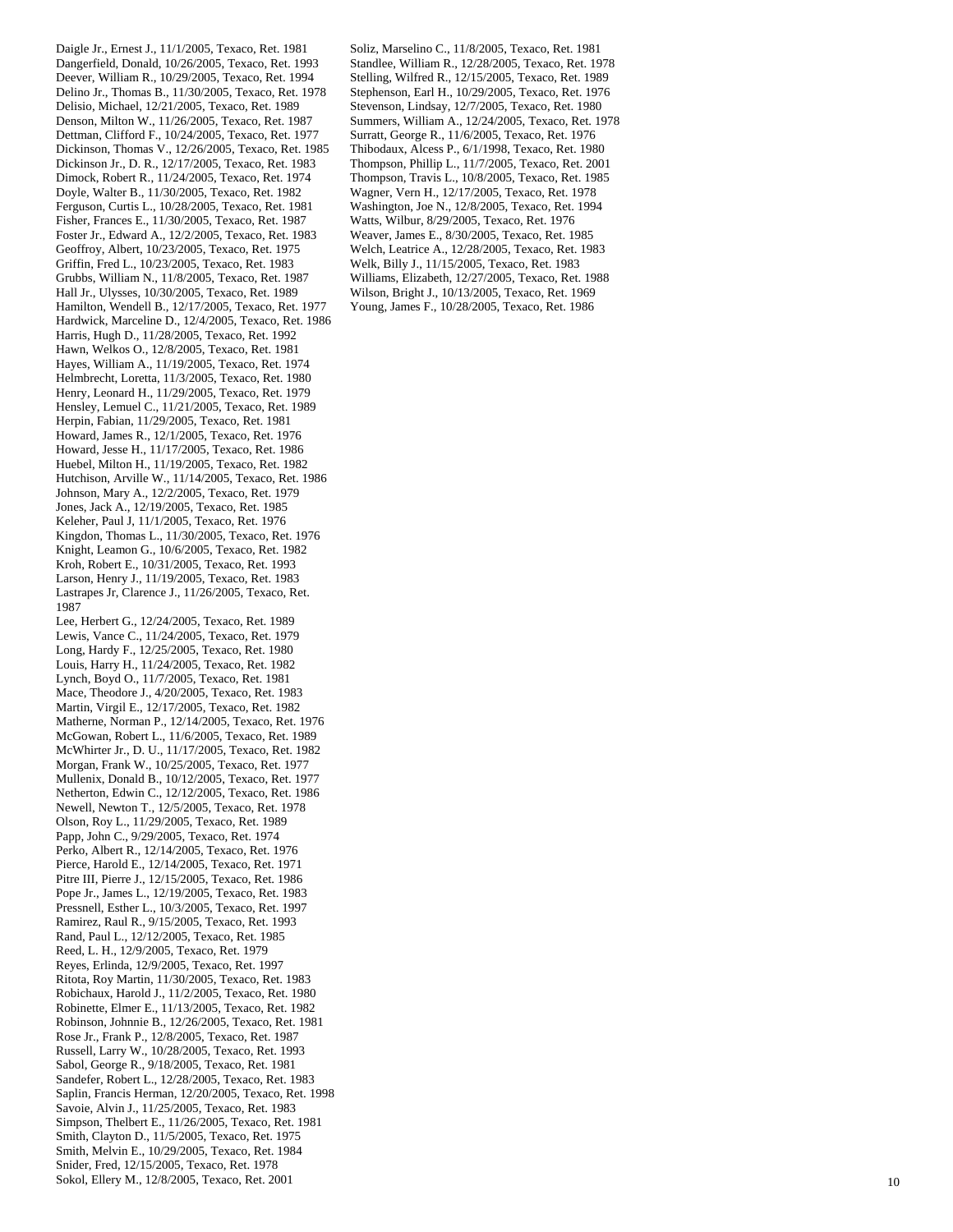Daigle Jr., Ernest J., 11/1/2005, Texaco, Ret. 1981
Dangerfield, Donald, 10/26/2005, Texaco, Ret. 1993
Deever, William R., 10/29/2005, Texaco, Ret. 1994
Delino Jr., Thomas B., 11/30/2005, Texaco, Ret. 1978
Delisio, Michael, 12/21/2005, Texaco, Ret. 1989
Denson, Milton W., 11/26/2005, Texaco, Ret. 1987
Dettman, Clifford F., 10/24/2005, Texaco, Ret. 1977
Dickinson, Thomas V., 12/26/2005, Texaco, Ret. 1985
Dickinson Jr., D. R., 12/17/2005, Texaco, Ret. 1983
Dimock, Robert R., 11/24/2005, Texaco, Ret. 1974
Doyle, Walter B., 11/30/2005, Texaco, Ret. 1982
Ferguson, Curtis L., 10/28/2005, Texaco, Ret. 1981
Fisher, Frances E., 11/30/2005, Texaco, Ret. 1987
Foster Jr., Edward A., 12/2/2005, Texaco, Ret. 1983
Geoffroy, Albert, 10/23/2005, Texaco, Ret. 1975
Griffin, Fred L., 10/23/2005, Texaco, Ret. 1983
Grubbs, William N., 11/8/2005, Texaco, Ret. 1987
Hall Jr., Ulysses, 10/30/2005, Texaco, Ret. 1989
Hamilton, Wendell B., 12/17/2005, Texaco, Ret. 1977
Hardwick, Marceline D., 12/4/2005, Texaco, Ret. 1986
Harris, Hugh D., 11/28/2005, Texaco, Ret. 1992
Hawn, Welkos O., 12/8/2005, Texaco, Ret. 1981
Hayes, William A., 11/19/2005, Texaco, Ret. 1974
Helmbrecht, Loretta, 11/3/2005, Texaco, Ret. 1980
Henry, Leonard H., 11/29/2005, Texaco, Ret. 1979
Hensley, Lemuel C., 11/21/2005, Texaco, Ret. 1989
Herpin, Fabian, 11/29/2005, Texaco, Ret. 1981
Howard, James R., 12/1/2005, Texaco, Ret. 1976
Howard, Jesse H., 11/17/2005, Texaco, Ret. 1986
Huebel, Milton H., 11/19/2005, Texaco, Ret. 1982
Hutchison, Arville W., 11/14/2005, Texaco, Ret. 1986
Johnson, Mary A., 12/2/2005, Texaco, Ret. 1979
Jones, Jack A., 12/19/2005, Texaco, Ret. 1985
Keleher, Paul J, 11/1/2005, Texaco, Ret. 1976
Kingdon, Thomas L., 11/30/2005, Texaco, Ret. 1976
Knight, Leamon G., 10/6/2005, Texaco, Ret. 1982
Kroh, Robert E., 10/31/2005, Texaco, Ret. 1993
Larson, Henry J., 11/19/2005, Texaco, Ret. 1983
Lastrapes Jr, Clarence J., 11/26/2005, Texaco, Ret. 1987
Lee, Herbert G., 12/24/2005, Texaco, Ret. 1989
Lewis, Vance C., 11/24/2005, Texaco, Ret. 1979
Long, Hardy F., 12/25/2005, Texaco, Ret. 1980
Louis, Harry H., 11/24/2005, Texaco, Ret. 1982
Lynch, Boyd O., 11/7/2005, Texaco, Ret. 1981
Mace, Theodore J., 4/20/2005, Texaco, Ret. 1983
Martin, Virgil E., 12/17/2005, Texaco, Ret. 1982
Matherne, Norman P., 12/14/2005, Texaco, Ret. 1976
McGowan, Robert L., 11/6/2005, Texaco, Ret. 1989
McWhirter Jr., D. U., 11/17/2005, Texaco, Ret. 1982
Morgan, Frank W., 10/25/2005, Texaco, Ret. 1977
Mullenix, Donald B., 10/12/2005, Texaco, Ret. 1977
Netherton, Edwin C., 12/12/2005, Texaco, Ret. 1986
Newell, Newton T., 12/5/2005, Texaco, Ret. 1978
Olson, Roy L., 11/29/2005, Texaco, Ret. 1989
Papp, John C., 9/29/2005, Texaco, Ret. 1974
Perko, Albert R., 12/14/2005, Texaco, Ret. 1976
Pierce, Harold E., 12/14/2005, Texaco, Ret. 1971
Pitre III, Pierre J., 12/15/2005, Texaco, Ret. 1986
Pope Jr., James L., 12/19/2005, Texaco, Ret. 1983
Pressnell, Esther L., 10/3/2005, Texaco, Ret. 1997
Ramirez, Raul R., 9/15/2005, Texaco, Ret. 1993
Rand, Paul L., 12/12/2005, Texaco, Ret. 1985
Reed, L. H., 12/9/2005, Texaco, Ret. 1979
Reyes, Erlinda, 12/9/2005, Texaco, Ret. 1997
Ritota, Roy Martin, 11/30/2005, Texaco, Ret. 1983
Robichaux, Harold J., 11/2/2005, Texaco, Ret. 1980
Robinette, Elmer E., 11/13/2005, Texaco, Ret. 1982
Robinson, Johnnie B., 12/26/2005, Texaco, Ret. 1981
Rose Jr., Frank P., 12/8/2005, Texaco, Ret. 1987
Russell, Larry W., 10/28/2005, Texaco, Ret. 1993
Sabol, George R., 9/18/2005, Texaco, Ret. 1981
Sandefer, Robert L., 12/28/2005, Texaco, Ret. 1983
Saplin, Francis Herman, 12/20/2005, Texaco, Ret. 1998
Savoie, Alvin J., 11/25/2005, Texaco, Ret. 1983
Simpson, Thelbert E., 11/26/2005, Texaco, Ret. 1981
Smith, Clayton D., 11/5/2005, Texaco, Ret. 1975
Smith, Melvin E., 10/29/2005, Texaco, Ret. 1984
Snider, Fred, 12/15/2005, Texaco, Ret. 1978
Sokol, Ellery M., 12/8/2005, Texaco, Ret. 2001
Soliz, Marselino C., 11/8/2005, Texaco, Ret. 1981
Standlee, William R., 12/28/2005, Texaco, Ret. 1978
Stelling, Wilfred R., 12/15/2005, Texaco, Ret. 1989
Stephenson, Earl H., 10/29/2005, Texaco, Ret. 1976
Stevenson, Lindsay, 12/7/2005, Texaco, Ret. 1980
Summers, William A., 12/24/2005, Texaco, Ret. 1978
Surratt, George R., 11/6/2005, Texaco, Ret. 1976
Thibodaux, Alcess P., 6/1/1998, Texaco, Ret. 1980
Thompson, Phillip L., 11/7/2005, Texaco, Ret. 2001
Thompson, Travis L., 10/8/2005, Texaco, Ret. 1985
Wagner, Vern H., 12/17/2005, Texaco, Ret. 1978
Washington, Joe N., 12/8/2005, Texaco, Ret. 1994
Watts, Wilbur, 8/29/2005, Texaco, Ret. 1976
Weaver, James E., 8/30/2005, Texaco, Ret. 1985
Welch, Leatrice A., 12/28/2005, Texaco, Ret. 1983
Welk, Billy J., 11/15/2005, Texaco, Ret. 1983
Williams, Elizabeth, 12/27/2005, Texaco, Ret. 1988
Wilson, Bright J., 10/13/2005, Texaco, Ret. 1969
Young, James F., 10/28/2005, Texaco, Ret. 1986